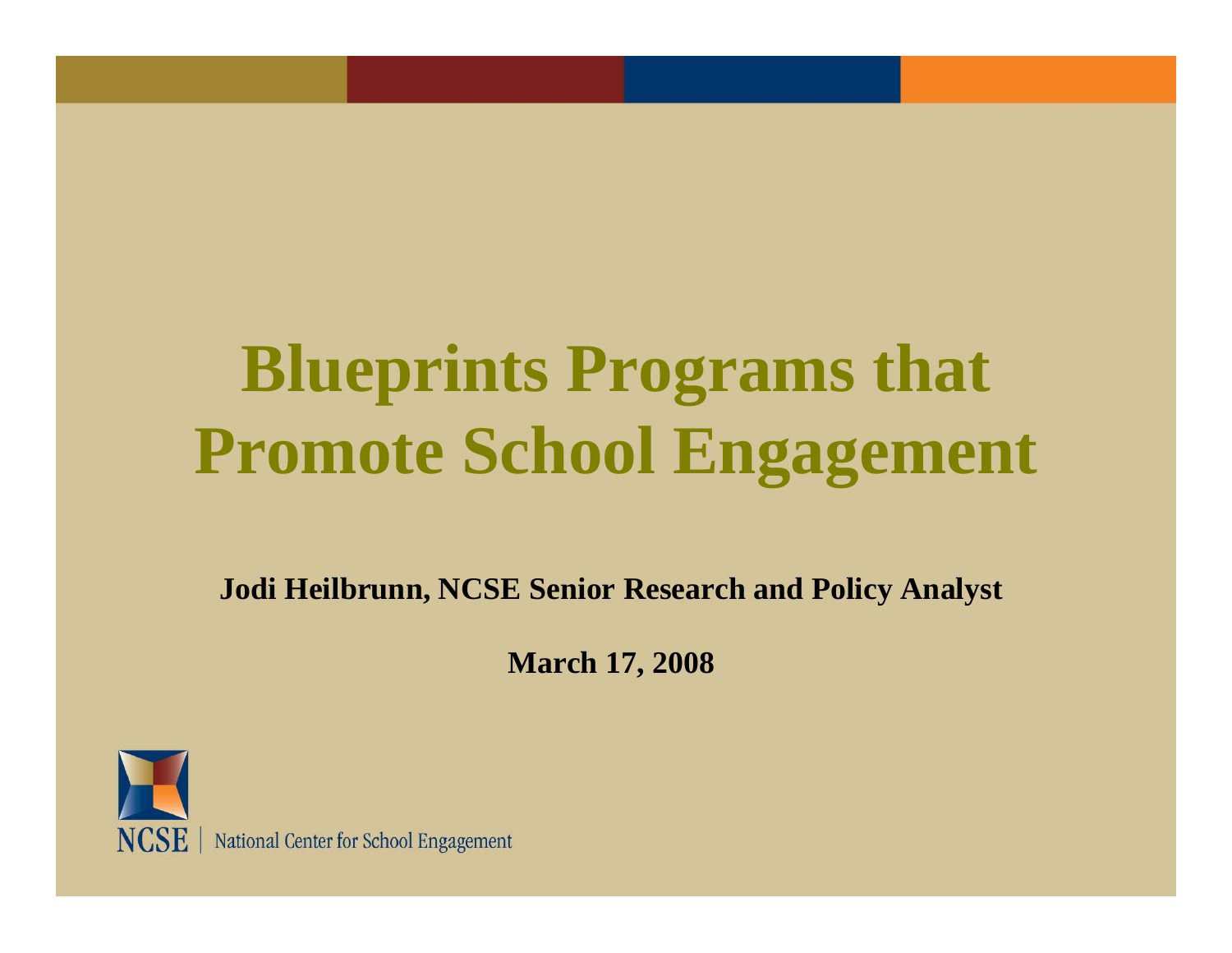# Blueprints Programs that Promote School Engagement

**Jodi Heilbrunn, NCSE Senior Research and Policy Analyst**

**March 17, 2008**

NCSE | National Center for School Engagement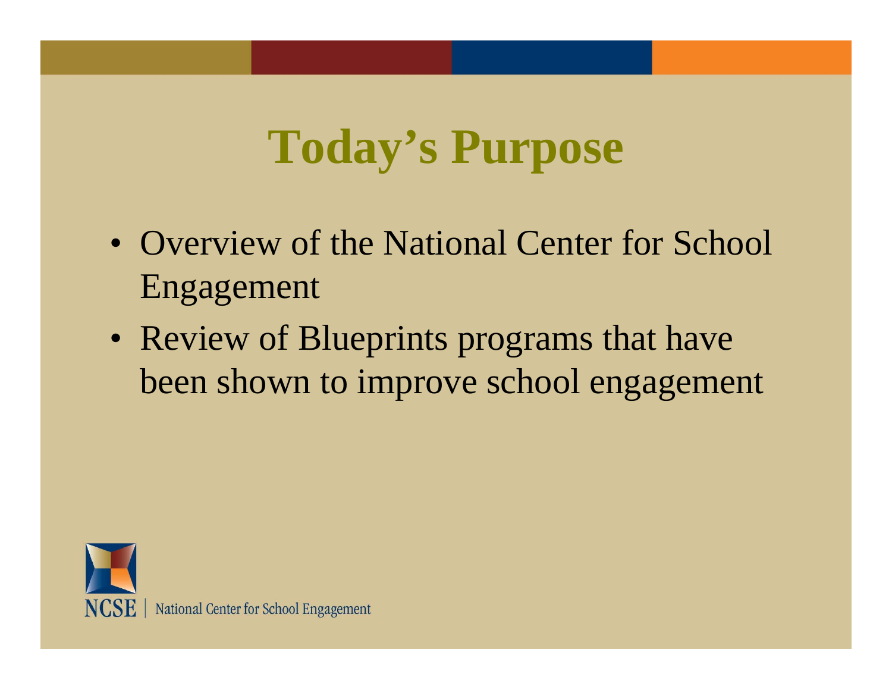# Today's Purpose

- Overview of the National Center for School Engagement
- Review of Blueprints programs that have been shown to improve school engagement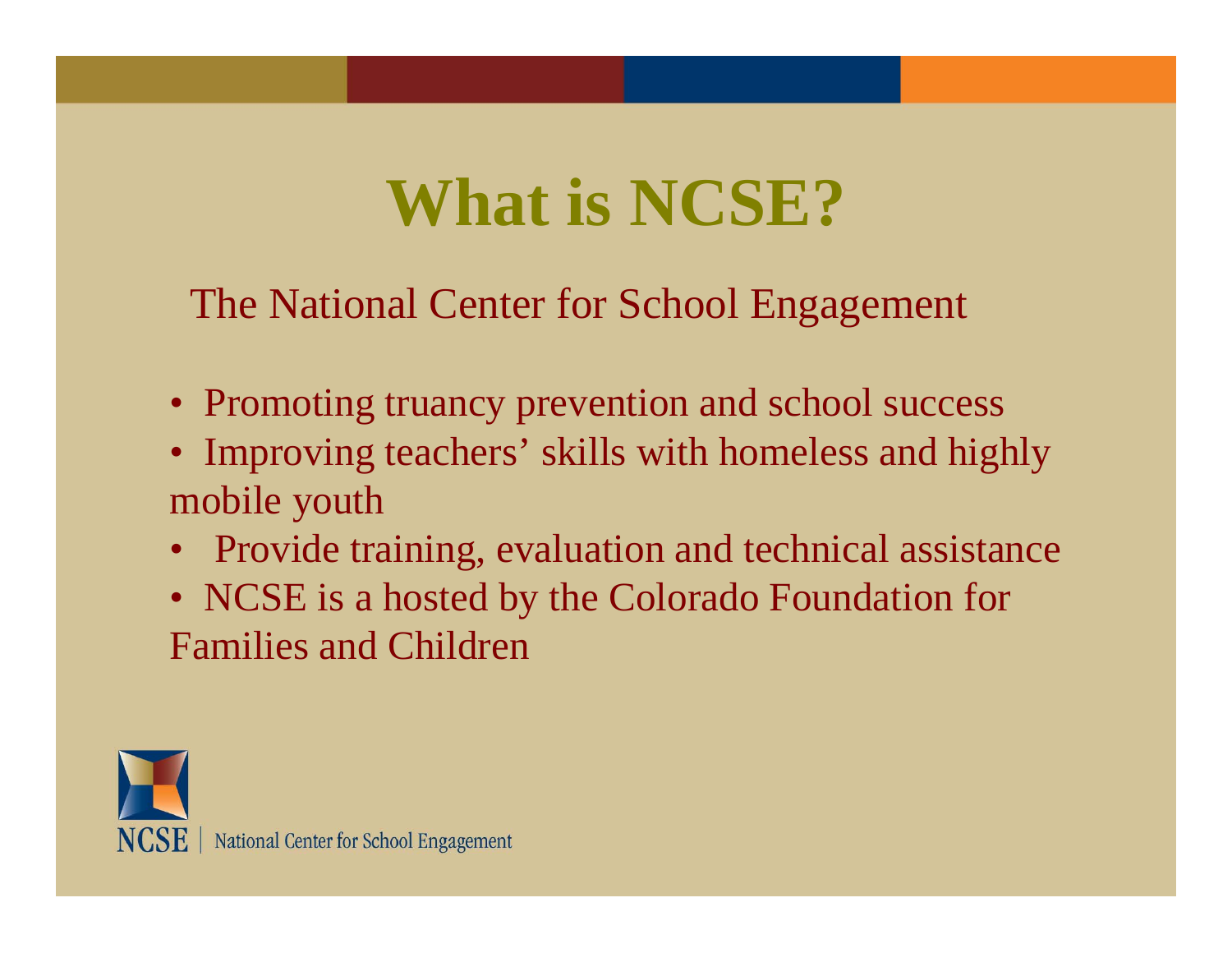# What is NCSE?

The National Center for School Engagement

- Promoting truancy prevention and school success
- Improving teachers' skills with homeless and highly mobile youth
- Provide training, evaluation and technical assistance
- NCSE is a hosted by the Colorado Foundation for Families and Children

NCSE | National Center for School Engagement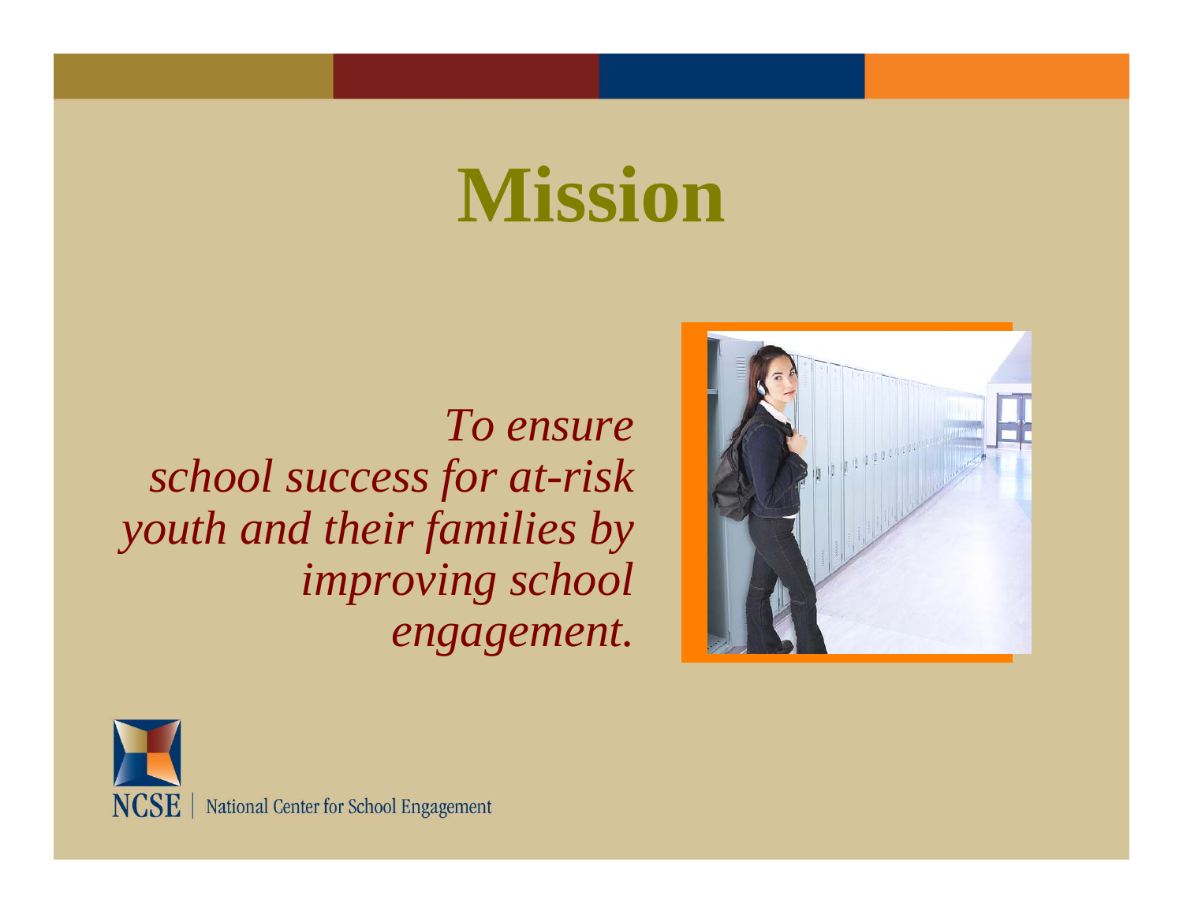# Mission

*To ensure school success for at-risk youth and their families by improving school engagement.*

NCSE | National Center for School Engagement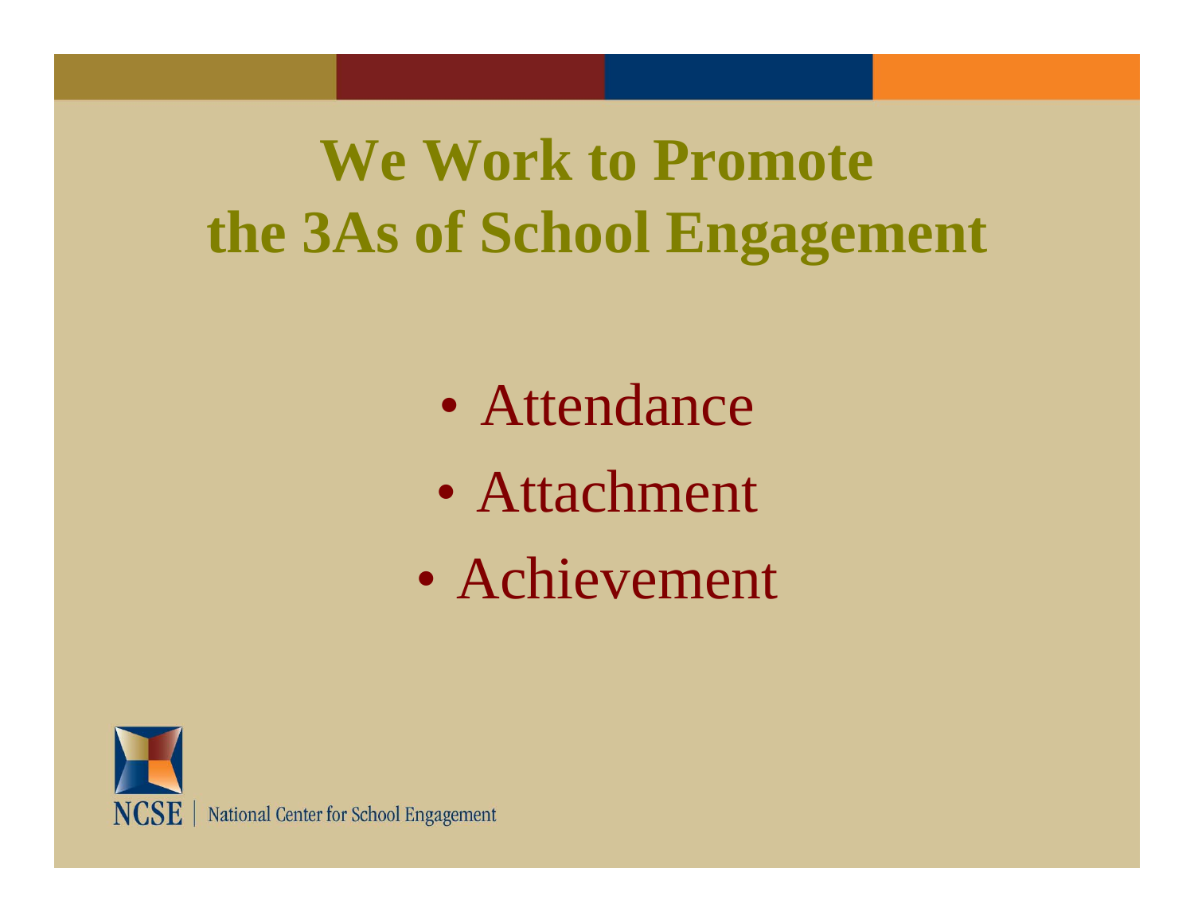# We Work to Promote the 3As of School Engagement

- Attendance
- Attachment
- Achievement

NCSE | National Center for School Engagement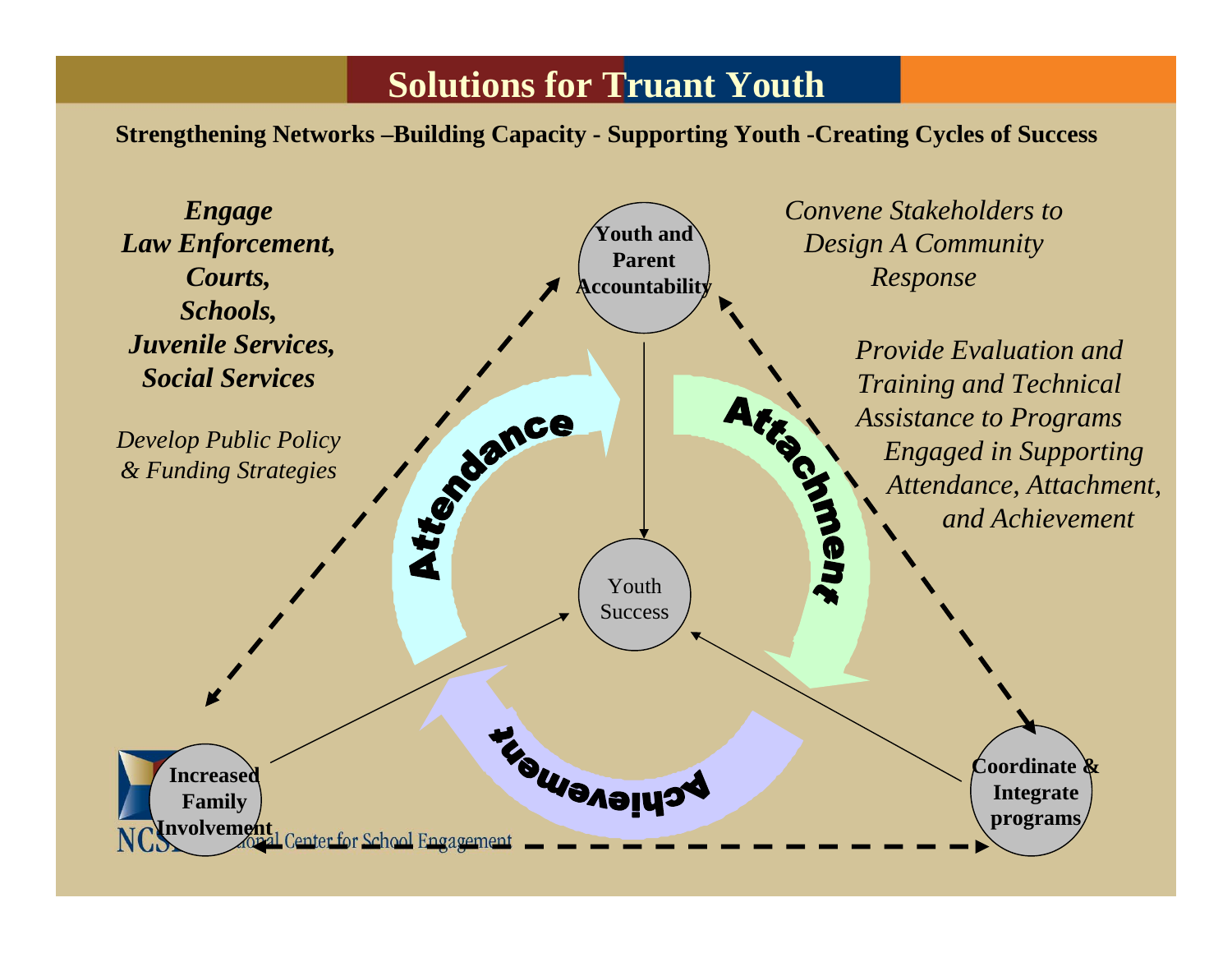# Solutions for Truant Youth

**Strengthening Networks –Building Capacity - Supporting Youth -Creating Cycles of Success**

***Engage Law Enforcement, Courts, Schools, Juvenile Services, Social Services***

*Develop Public Policy & Funding Strategies*

*Convene Stakeholders to Design A Community Response*

*Provide Evaluation and Training and Technical Assistance to Programs Engaged in Supporting Attendance, Attachment, and Achievement*

**Youth and Parent Accountability**

**Attendance**

**Attachment**

**Achievement**

Youth Success

**Increased Family Involvement**

**Coordinate & Integrate programs**

NCSE National Center for School Engagement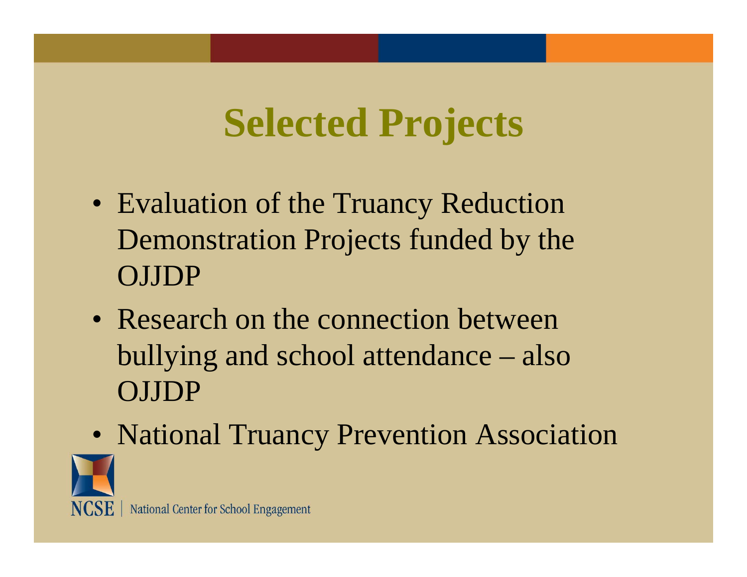# Selected Projects

- Evaluation of the Truancy Reduction Demonstration Projects funded by the OJJDP
- Research on the connection between bullying and school attendance – also OJJDP
- National Truancy Prevention Association

NCSE | National Center for School Engagement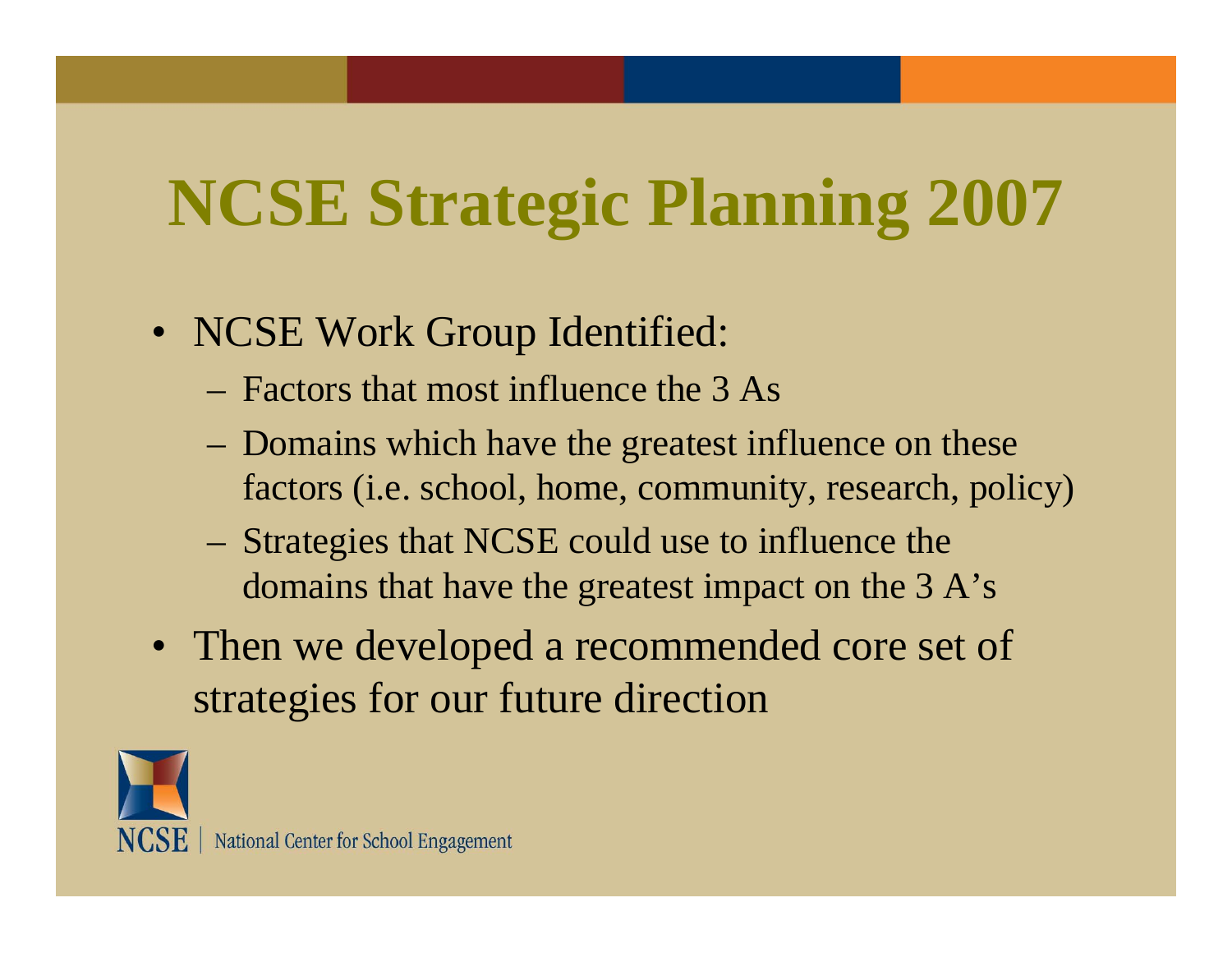# NCSE Strategic Planning 2007

- NCSE Work Group Identified:
  - Factors that most influence the 3 As
  - Domains which have the greatest influence on these factors (i.e. school, home, community, research, policy)
  - Strategies that NCSE could use to influence the domains that have the greatest impact on the 3 A's
- Then we developed a recommended core set of strategies for our future direction

NCSE | National Center for School Engagement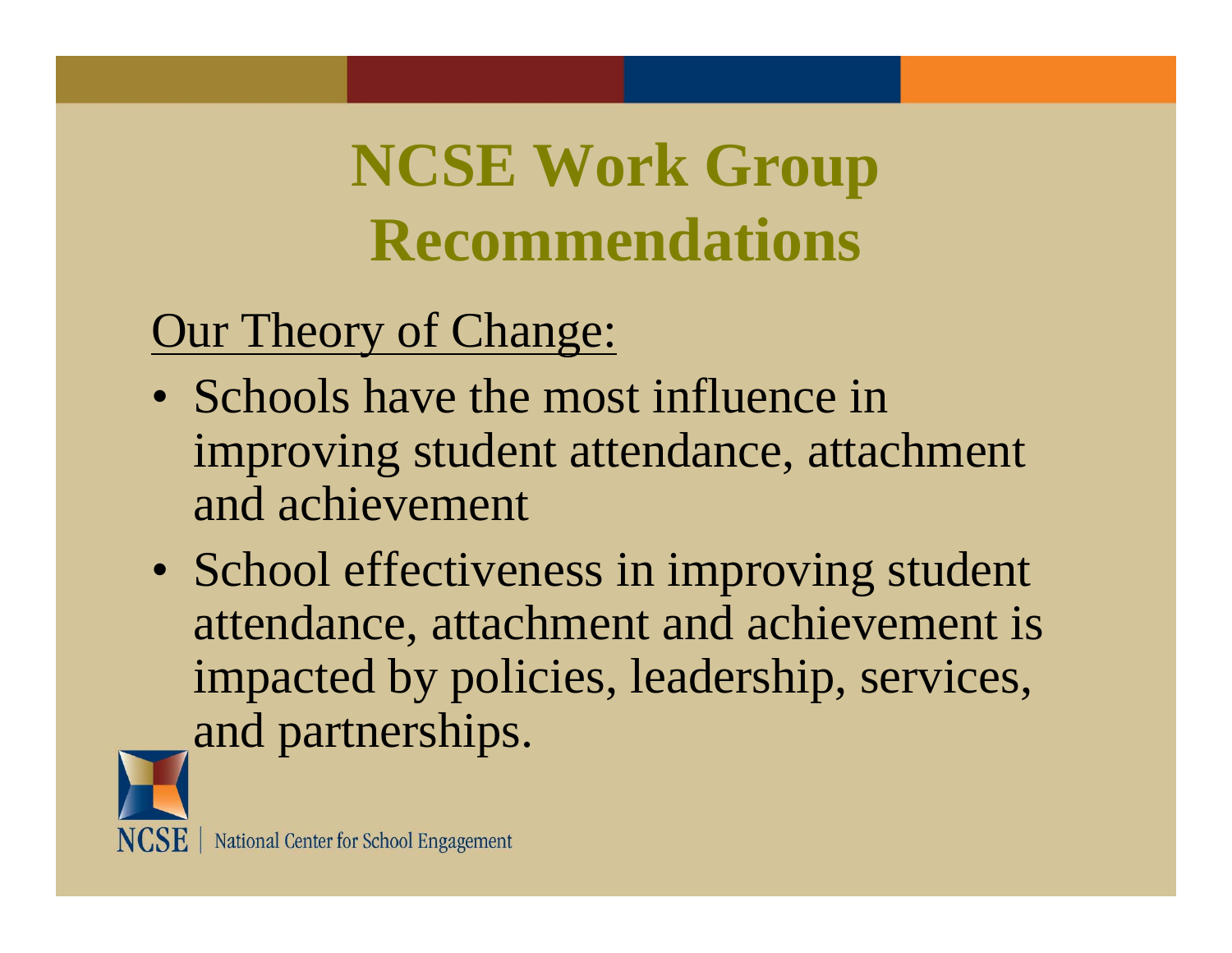# NCSE Work Group Recommendations

<u>Our Theory of Change:</u>

- Schools have the most influence in improving student attendance, attachment and achievement
- School effectiveness in improving student attendance, attachment and achievement is impacted by policies, leadership, services, and partnerships.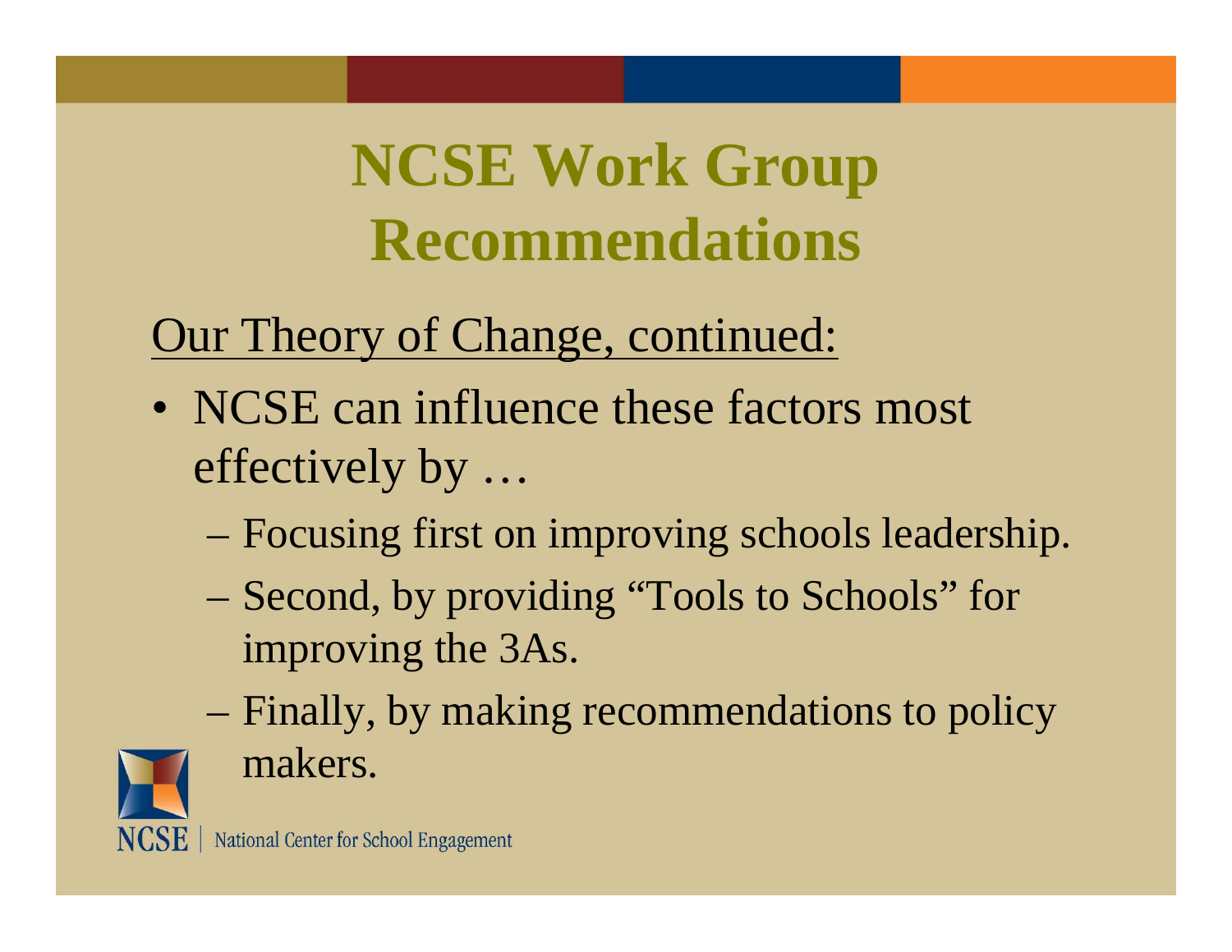# NCSE Work Group Recommendations

Our Theory of Change, continued:

- NCSE can influence these factors most effectively by …
  - Focusing first on improving schools leadership.
  - Second, by providing "Tools to Schools" for improving the 3As.
  - Finally, by making recommendations to policy makers.

NCSE | National Center for School Engagement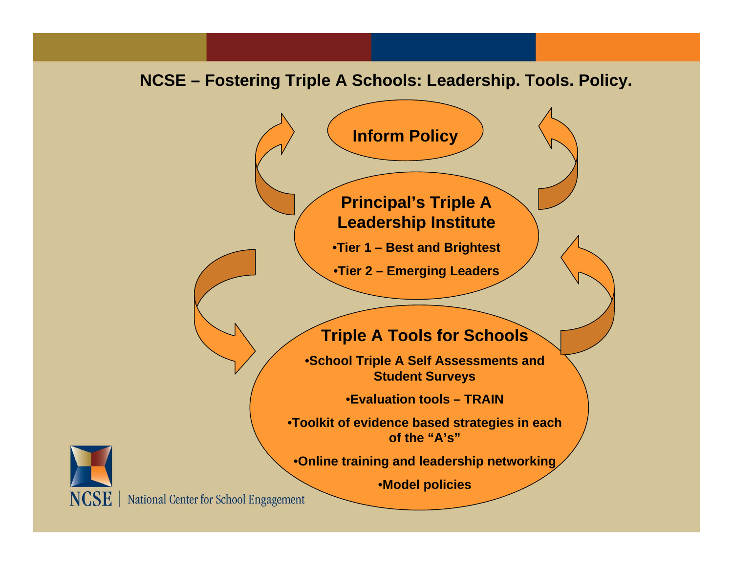## NCSE – Fostering Triple A Schools: Leadership. Tools. Policy.

**Inform Policy**

**Principal's Triple A Leadership Institute**

- **Tier 1 – Best and Brightest**
- **Tier 2 – Emerging Leaders**

**Triple A Tools for Schools**

- **School Triple A Self Assessments and Student Surveys**
- **Evaluation tools – TRAIN**
- **Toolkit of evidence based strategies in each of the "A's"**
- **Online training and leadership networking**
- **Model policies**

NCSE | National Center for School Engagement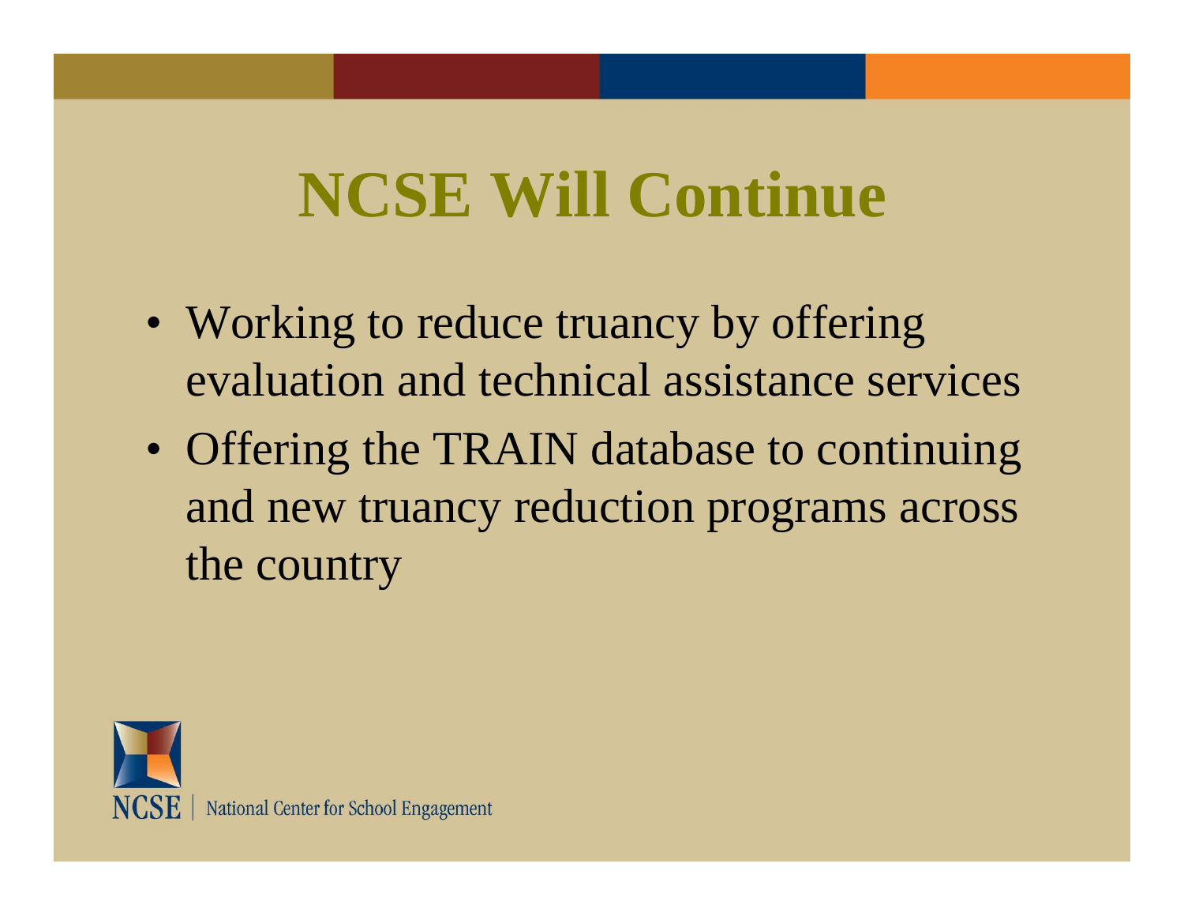# NCSE Will Continue

- Working to reduce truancy by offering evaluation and technical assistance services
- Offering the TRAIN database to continuing and new truancy reduction programs across the country

NCSE | National Center for School Engagement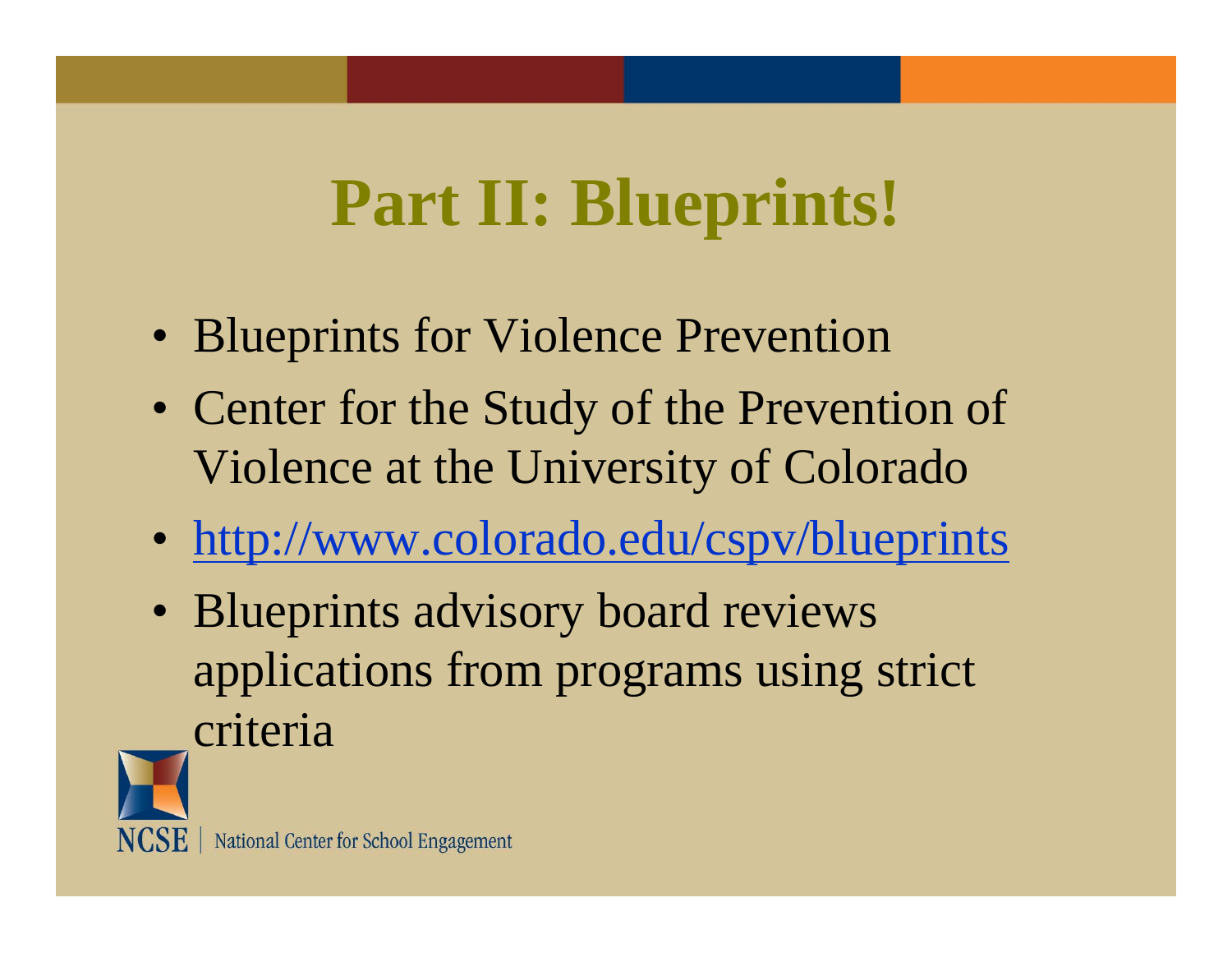# Part II: Blueprints!

- Blueprints for Violence Prevention
- Center for the Study of the Prevention of Violence at the University of Colorado
- http://www.colorado.edu/cspv/blueprints
- Blueprints advisory board reviews applications from programs using strict criteria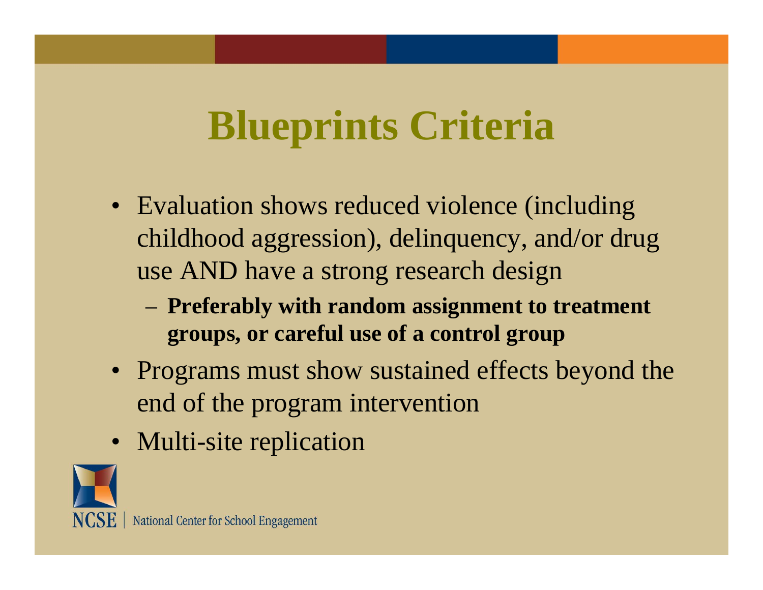# Blueprints Criteria

- Evaluation shows reduced violence (including childhood aggression), delinquency, and/or drug use AND have a strong research design
  - **Preferably with random assignment to treatment groups, or careful use of a control group**
- Programs must show sustained effects beyond the end of the program intervention
- Multi-site replication

NCSE | National Center for School Engagement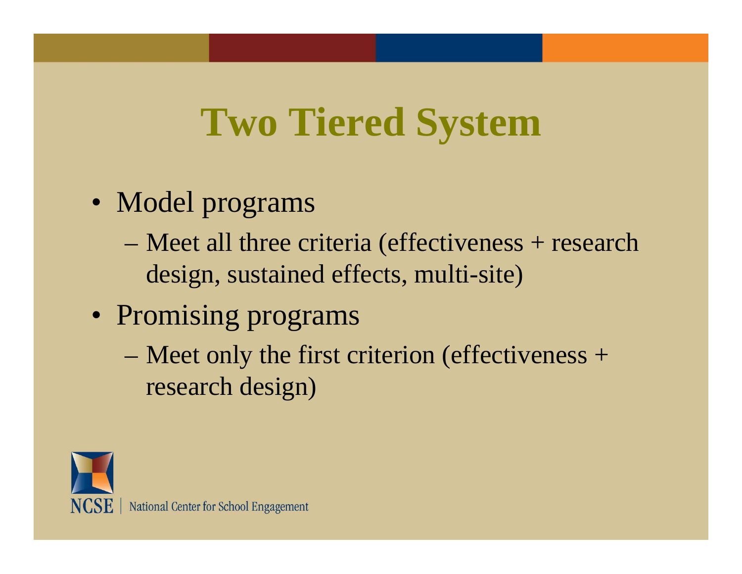# Two Tiered System

- Model programs
  - Meet all three criteria (effectiveness + research design, sustained effects, multi-site)
- Promising programs
  - Meet only the first criterion (effectiveness + research design)

NCSE | National Center for School Engagement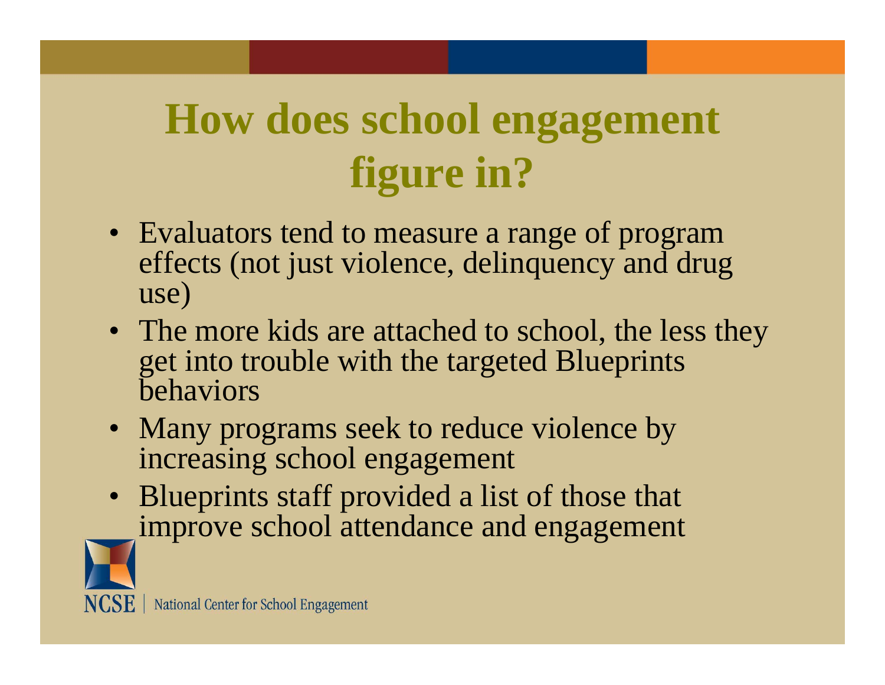# How does school engagement figure in?

- Evaluators tend to measure a range of program effects (not just violence, delinquency and drug use)
- The more kids are attached to school, the less they get into trouble with the targeted Blueprints behaviors
- Many programs seek to reduce violence by increasing school engagement
- Blueprints staff provided a list of those that improve school attendance and engagement

NCSE | National Center for School Engagement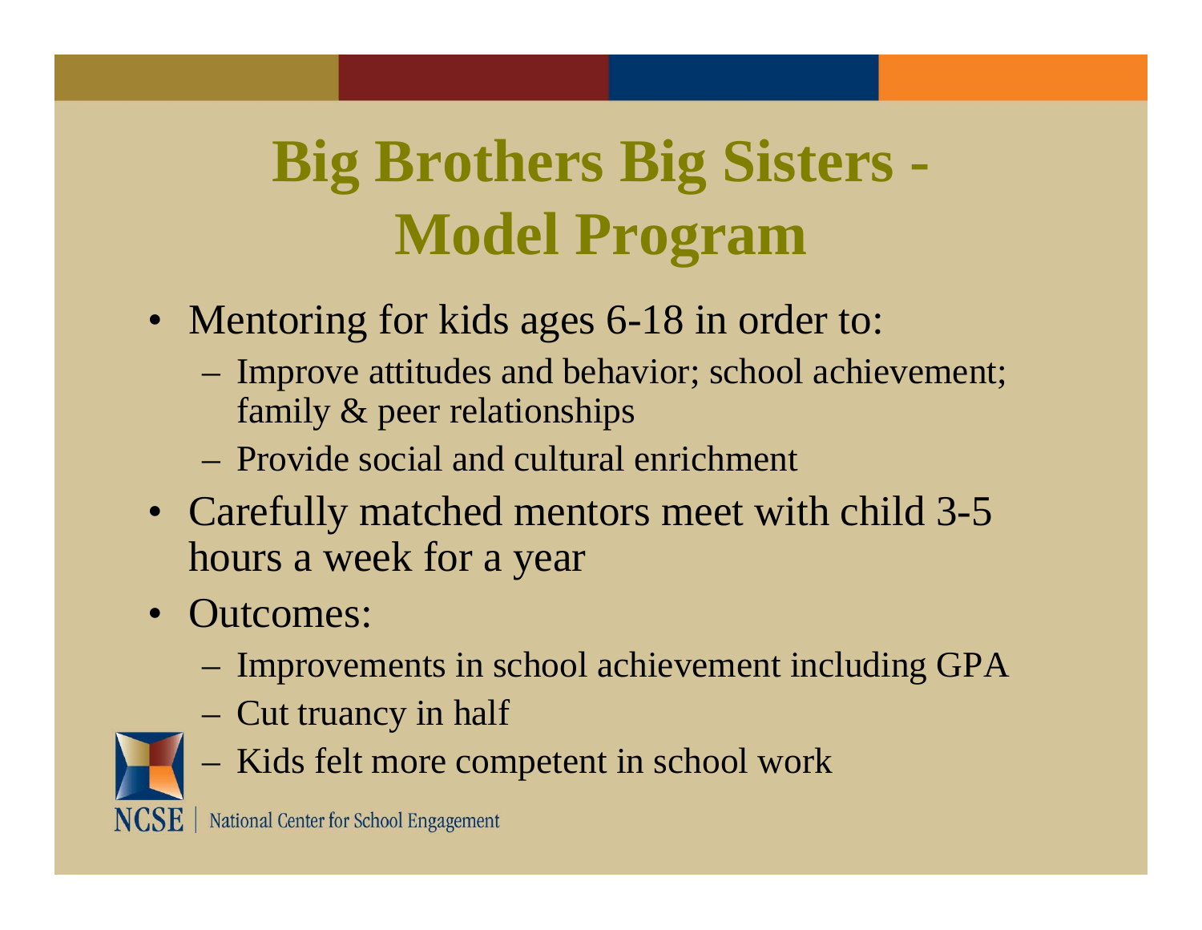# Big Brothers Big Sisters - Model Program

- Mentoring for kids ages 6-18 in order to:
  - Improve attitudes and behavior; school achievement; family & peer relationships
  - Provide social and cultural enrichment
- Carefully matched mentors meet with child 3-5 hours a week for a year
- Outcomes:
  - Improvements in school achievement including GPA
  - Cut truancy in half
  - Kids felt more competent in school work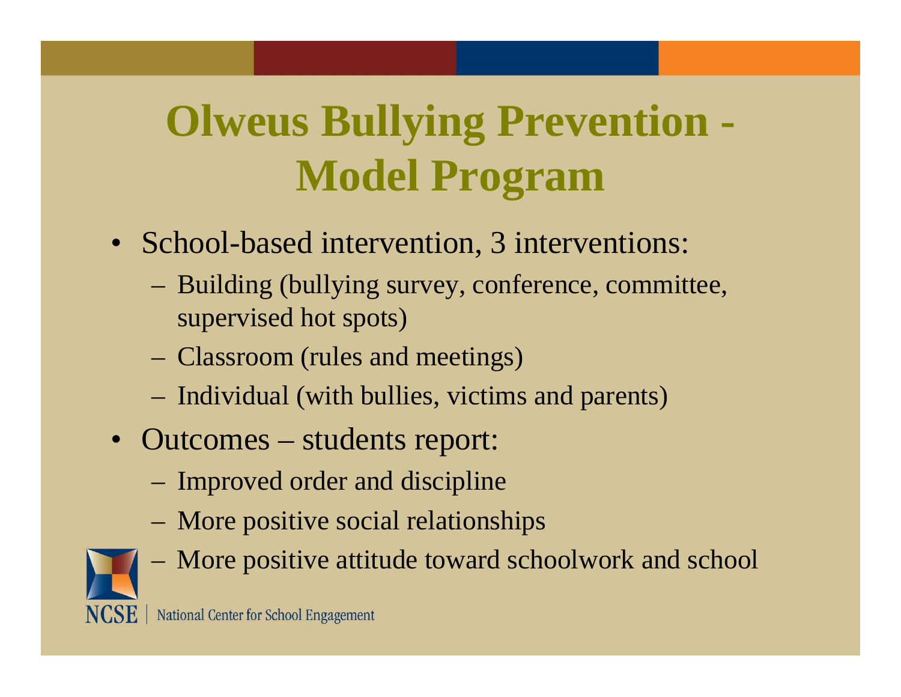# Olweus Bullying Prevention - Model Program

- School-based intervention, 3 interventions:
  - Building (bullying survey, conference, committee, supervised hot spots)
  - Classroom (rules and meetings)
  - Individual (with bullies, victims and parents)
- Outcomes – students report:
  - Improved order and discipline
  - More positive social relationships
  - More positive attitude toward schoolwork and school

NCSE | National Center for School Engagement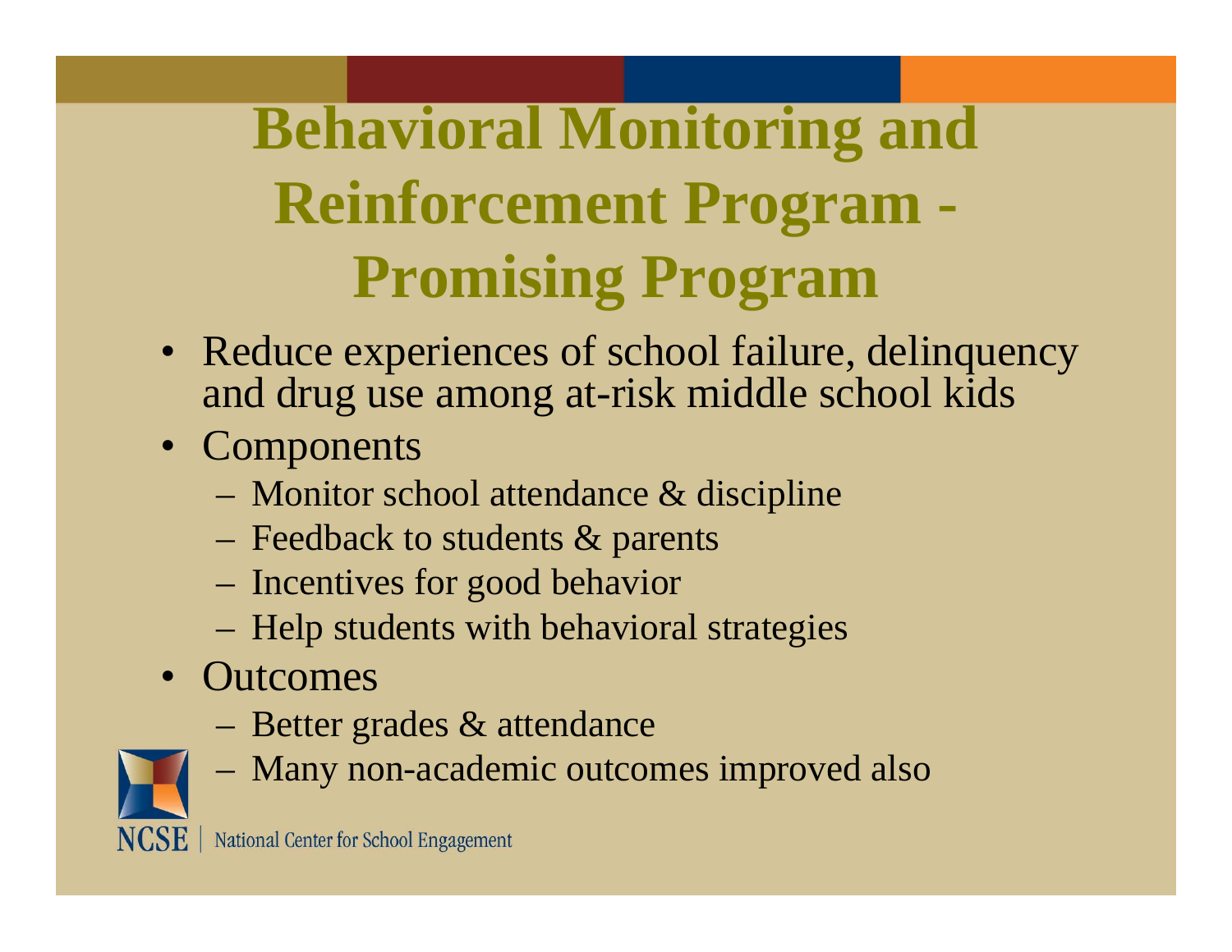# Behavioral Monitoring and Reinforcement Program - Promising Program

- Reduce experiences of school failure, delinquency and drug use among at-risk middle school kids
- Components
  - Monitor school attendance & discipline
  - Feedback to students & parents
  - Incentives for good behavior
  - Help students with behavioral strategies
- Outcomes
  - Better grades & attendance
  - Many non-academic outcomes improved also

NCSE | National Center for School Engagement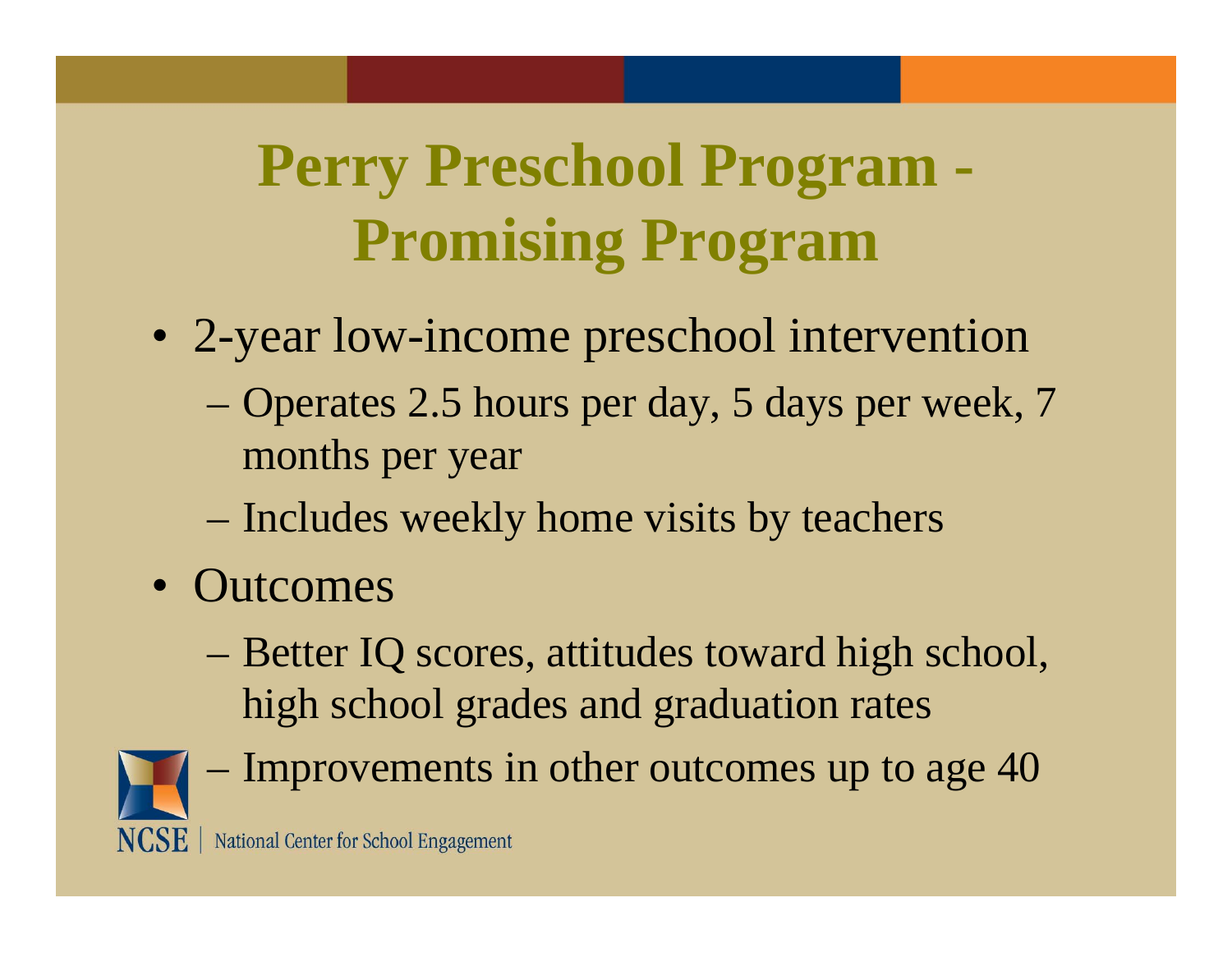# Perry Preschool Program - Promising Program

- 2-year low-income preschool intervention
  - Operates 2.5 hours per day, 5 days per week, 7 months per year
  - Includes weekly home visits by teachers
- Outcomes
  - Better IQ scores, attitudes toward high school, high school grades and graduation rates
  - Improvements in other outcomes up to age 40

NCSE | National Center for School Engagement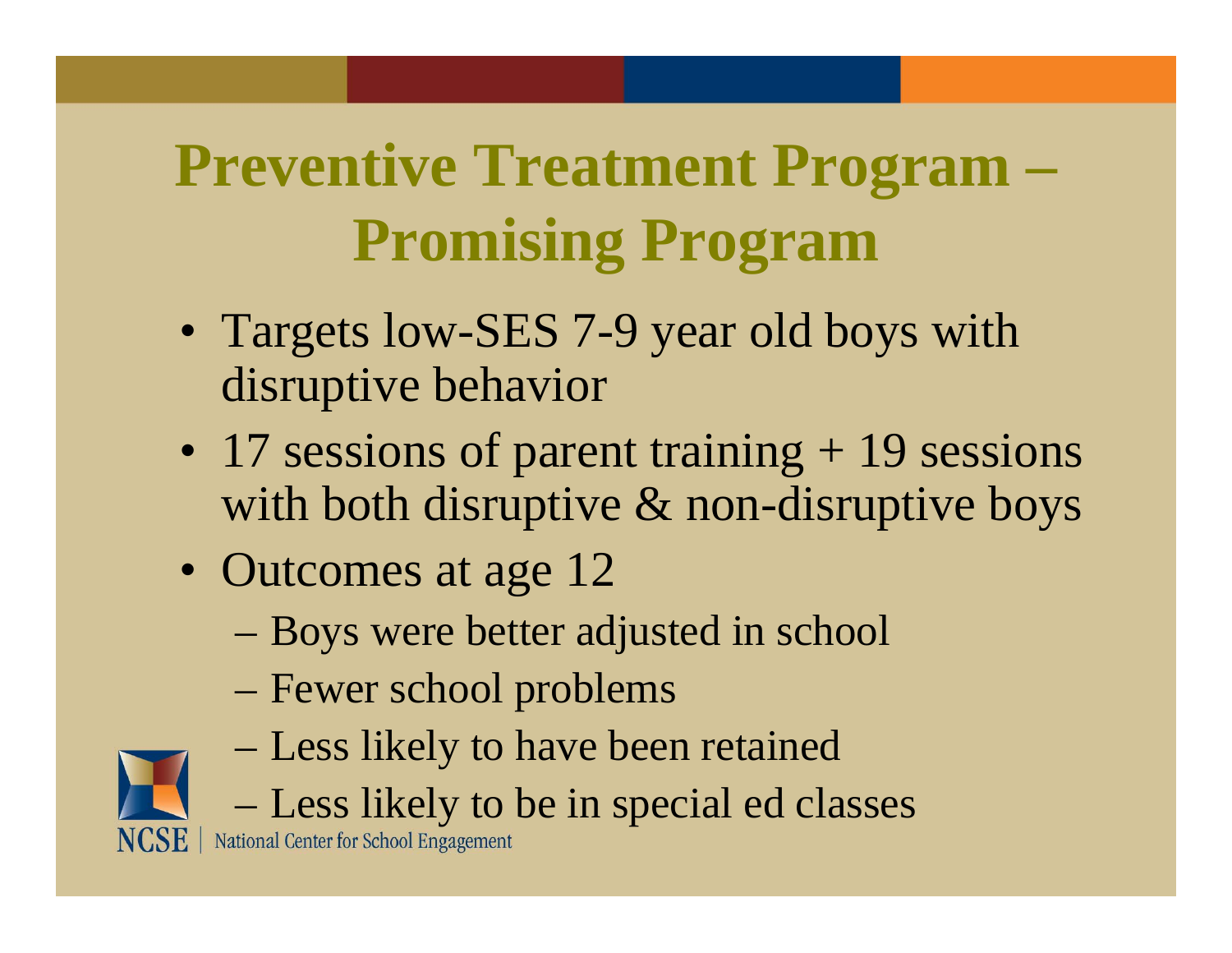# Preventive Treatment Program – Promising Program

- Targets low-SES 7-9 year old boys with disruptive behavior
- 17 sessions of parent training + 19 sessions with both disruptive & non-disruptive boys
- Outcomes at age 12
  - Boys were better adjusted in school
  - Fewer school problems
  - Less likely to have been retained
  - Less likely to be in special ed classes

NCSE | National Center for School Engagement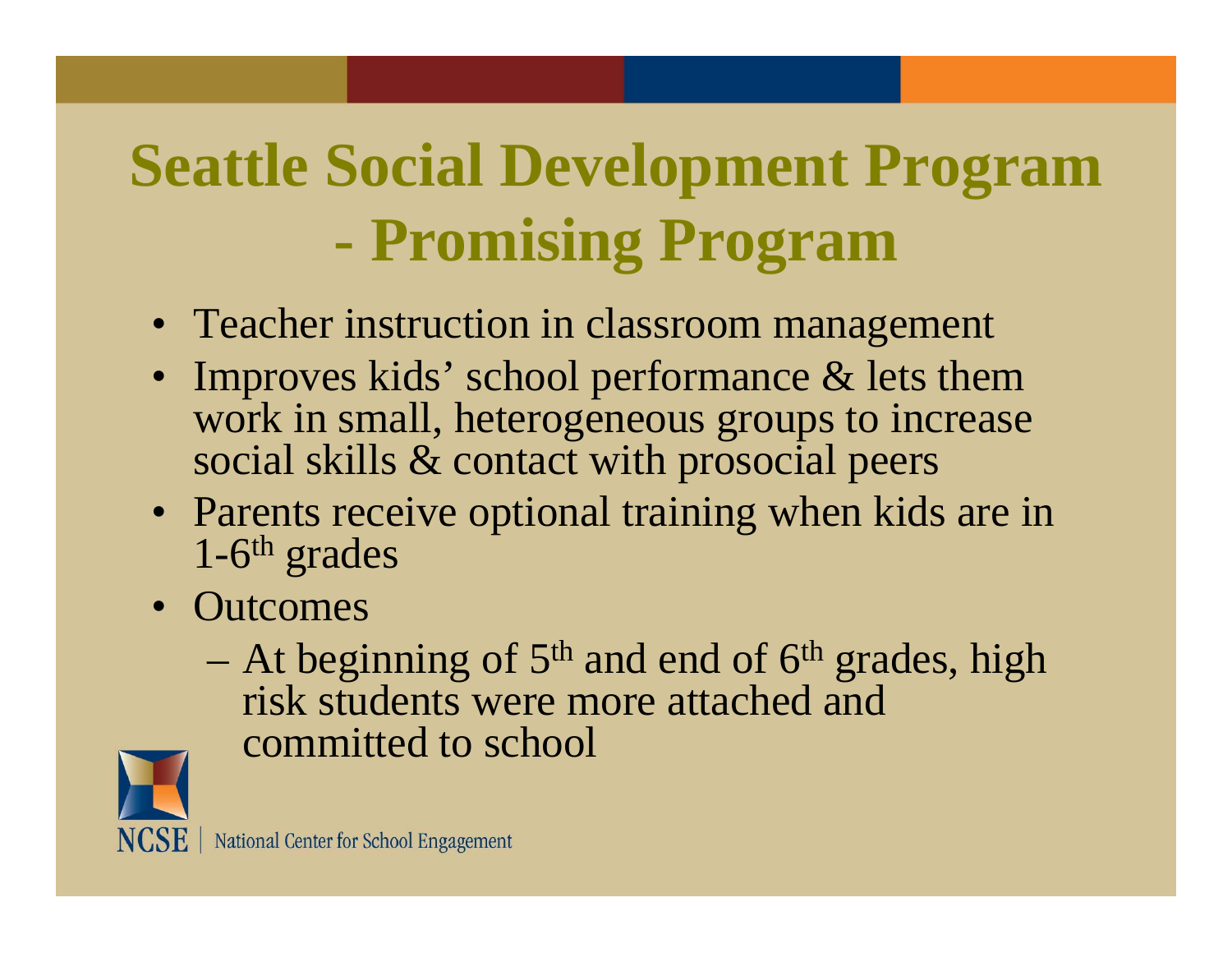# Seattle Social Development Program - Promising Program

- Teacher instruction in classroom management
- Improves kids' school performance & lets them work in small, heterogeneous groups to increase social skills & contact with prosocial peers
- Parents receive optional training when kids are in 1-6th grades
- Outcomes
  - At beginning of 5th and end of 6th grades, high risk students were more attached and committed to school

NCSE | National Center for School Engagement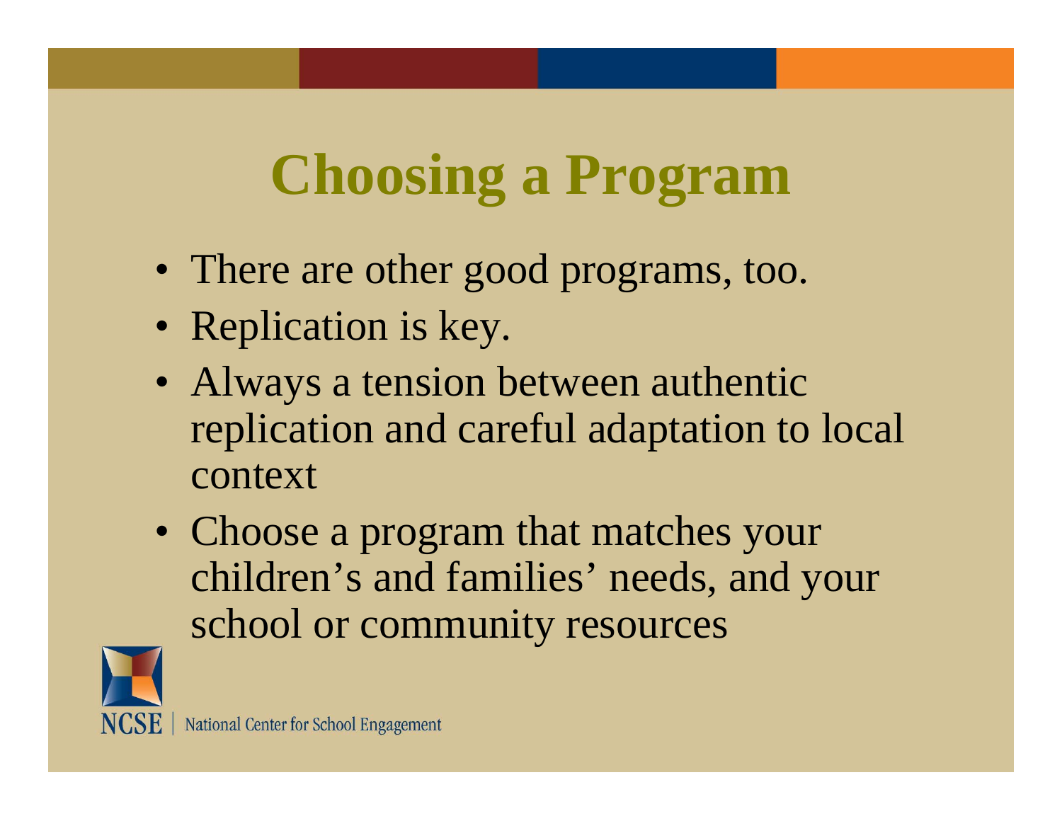# Choosing a Program

- There are other good programs, too.
- Replication is key.
- Always a tension between authentic replication and careful adaptation to local context
- Choose a program that matches your children's and families' needs, and your school or community resources

NCSE | National Center for School Engagement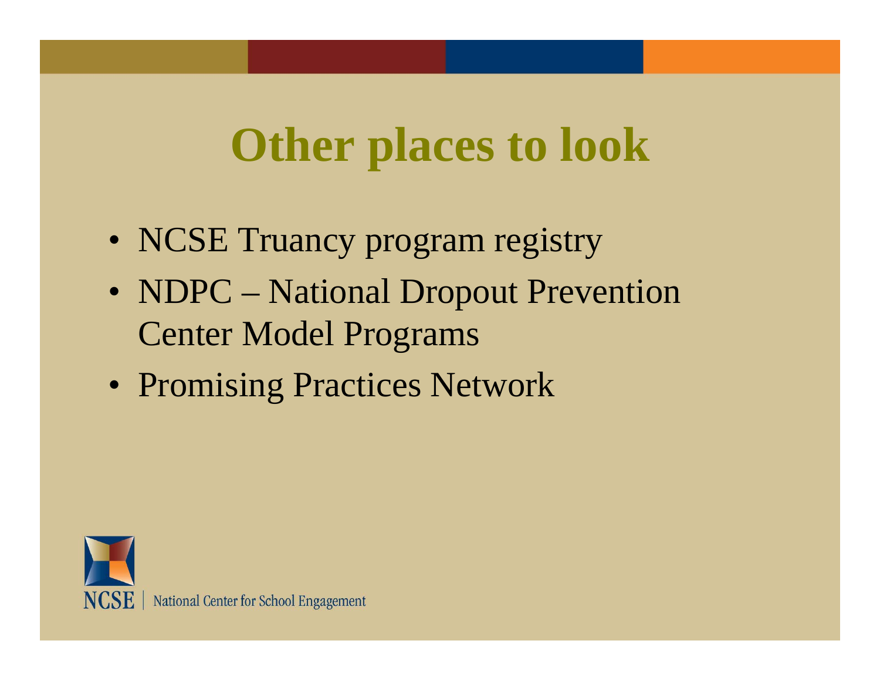# Other places to look

- NCSE Truancy program registry
- NDPC – National Dropout Prevention Center Model Programs
- Promising Practices Network